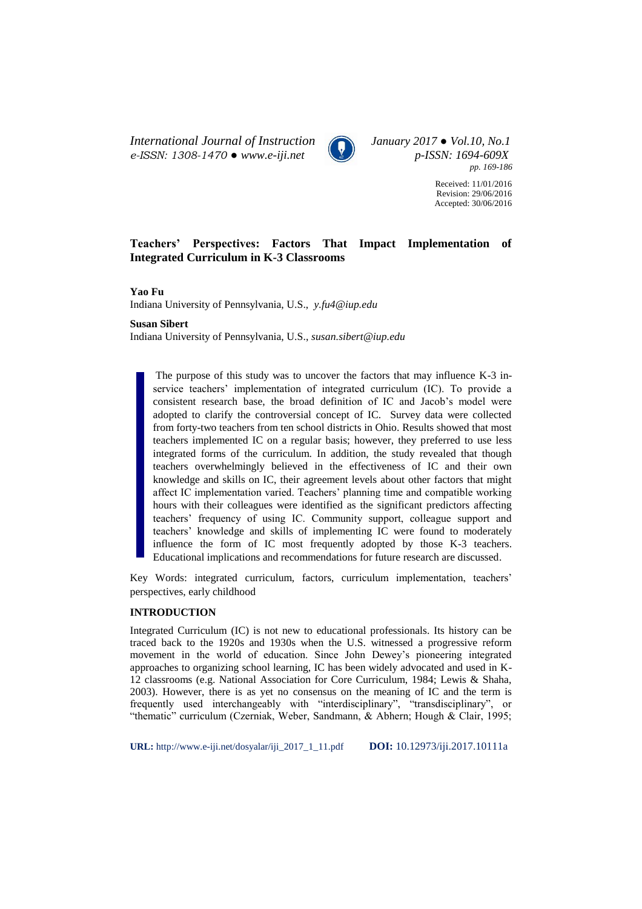Received: 11/01/2016
Revision: 29/06/2016
Accepted: 30/06/2016

# Teachers' Perspectives: Factors That Impact Implementation of Integrated Curriculum in K-3 Classrooms

**Yao Fu**
Indiana University of Pennsylvania, U.S., *y.fu4@iup.edu*

**Susan Sibert**
Indiana University of Pennsylvania, U.S., *susan.sibert@iup.edu*

The purpose of this study was to uncover the factors that may influence K-3 in-service teachers' implementation of integrated curriculum (IC). To provide a consistent research base, the broad definition of IC and Jacob's model were adopted to clarify the controversial concept of IC. Survey data were collected from forty-two teachers from ten school districts in Ohio. Results showed that most teachers implemented IC on a regular basis; however, they preferred to use less integrated forms of the curriculum. In addition, the study revealed that though teachers overwhelmingly believed in the effectiveness of IC and their own knowledge and skills on IC, their agreement levels about other factors that might affect IC implementation varied. Teachers' planning time and compatible working hours with their colleagues were identified as the significant predictors affecting teachers' frequency of using IC. Community support, colleague support and teachers' knowledge and skills of implementing IC were found to moderately influence the form of IC most frequently adopted by those K-3 teachers. Educational implications and recommendations for future research are discussed.

Key Words: integrated curriculum, factors, curriculum implementation, teachers' perspectives, early childhood

## INTRODUCTION

Integrated Curriculum (IC) is not new to educational professionals. Its history can be traced back to the 1920s and 1930s when the U.S. witnessed a progressive reform movement in the world of education. Since John Dewey's pioneering integrated approaches to organizing school learning, IC has been widely advocated and used in K-12 classrooms (e.g. National Association for Core Curriculum, 1984; Lewis & Shaha, 2003). However, there is as yet no consensus on the meaning of IC and the term is frequently used interchangeably with "interdisciplinary", "transdisciplinary", or "thematic" curriculum (Czerniak, Weber, Sandmann, & Abhern; Hough & Clair, 1995;

**URL:** http://www.e-iji.net/dosyalar/iji_2017_1_11.pdf **DOI:** 10.12973/iji.2017.10111a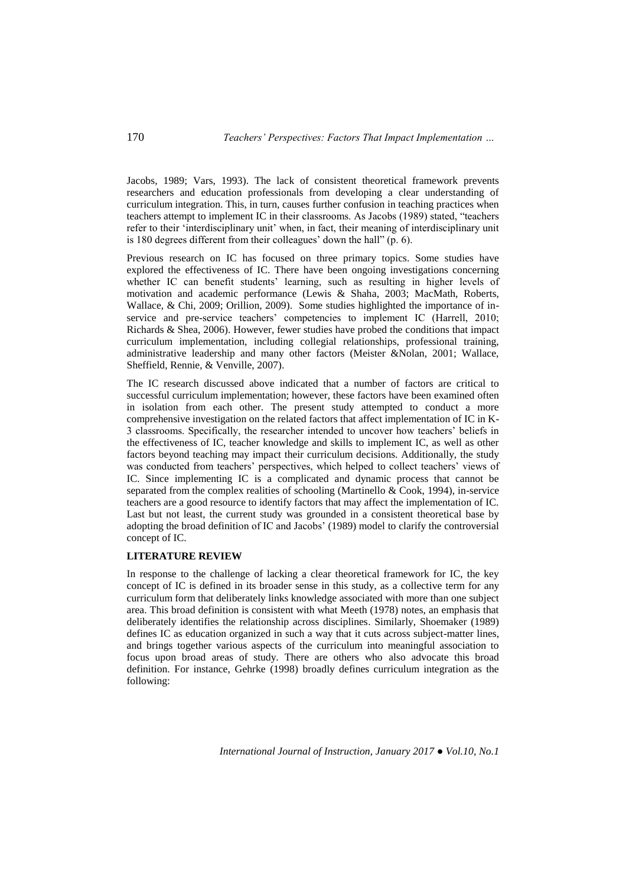Jacobs, 1989; Vars, 1993). The lack of consistent theoretical framework prevents researchers and education professionals from developing a clear understanding of curriculum integration. This, in turn, causes further confusion in teaching practices when teachers attempt to implement IC in their classrooms. As Jacobs (1989) stated, "teachers refer to their 'interdisciplinary unit' when, in fact, their meaning of interdisciplinary unit is 180 degrees different from their colleagues' down the hall" (p. 6).

Previous research on IC has focused on three primary topics. Some studies have explored the effectiveness of IC. There have been ongoing investigations concerning whether IC can benefit students' learning, such as resulting in higher levels of motivation and academic performance (Lewis & Shaha, 2003; MacMath, Roberts, Wallace, & Chi, 2009; Orillion, 2009). Some studies highlighted the importance of in-service and pre-service teachers' competencies to implement IC (Harrell, 2010; Richards & Shea, 2006). However, fewer studies have probed the conditions that impact curriculum implementation, including collegial relationships, professional training, administrative leadership and many other factors (Meister &Nolan, 2001; Wallace, Sheffield, Rennie, & Venville, 2007).

The IC research discussed above indicated that a number of factors are critical to successful curriculum implementation; however, these factors have been examined often in isolation from each other. The present study attempted to conduct a more comprehensive investigation on the related factors that affect implementation of IC in K-3 classrooms. Specifically, the researcher intended to uncover how teachers' beliefs in the effectiveness of IC, teacher knowledge and skills to implement IC, as well as other factors beyond teaching may impact their curriculum decisions. Additionally, the study was conducted from teachers' perspectives, which helped to collect teachers' views of IC. Since implementing IC is a complicated and dynamic process that cannot be separated from the complex realities of schooling (Martinello & Cook, 1994), in-service teachers are a good resource to identify factors that may affect the implementation of IC. Last but not least, the current study was grounded in a consistent theoretical base by adopting the broad definition of IC and Jacobs' (1989) model to clarify the controversial concept of IC.

## LITERATURE REVIEW

In response to the challenge of lacking a clear theoretical framework for IC, the key concept of IC is defined in its broader sense in this study, as a collective term for any curriculum form that deliberately links knowledge associated with more than one subject area. This broad definition is consistent with what Meeth (1978) notes, an emphasis that deliberately identifies the relationship across disciplines. Similarly, Shoemaker (1989) defines IC as education organized in such a way that it cuts across subject-matter lines, and brings together various aspects of the curriculum into meaningful association to focus upon broad areas of study. There are others who also advocate this broad definition. For instance, Gehrke (1998) broadly defines curriculum integration as the following: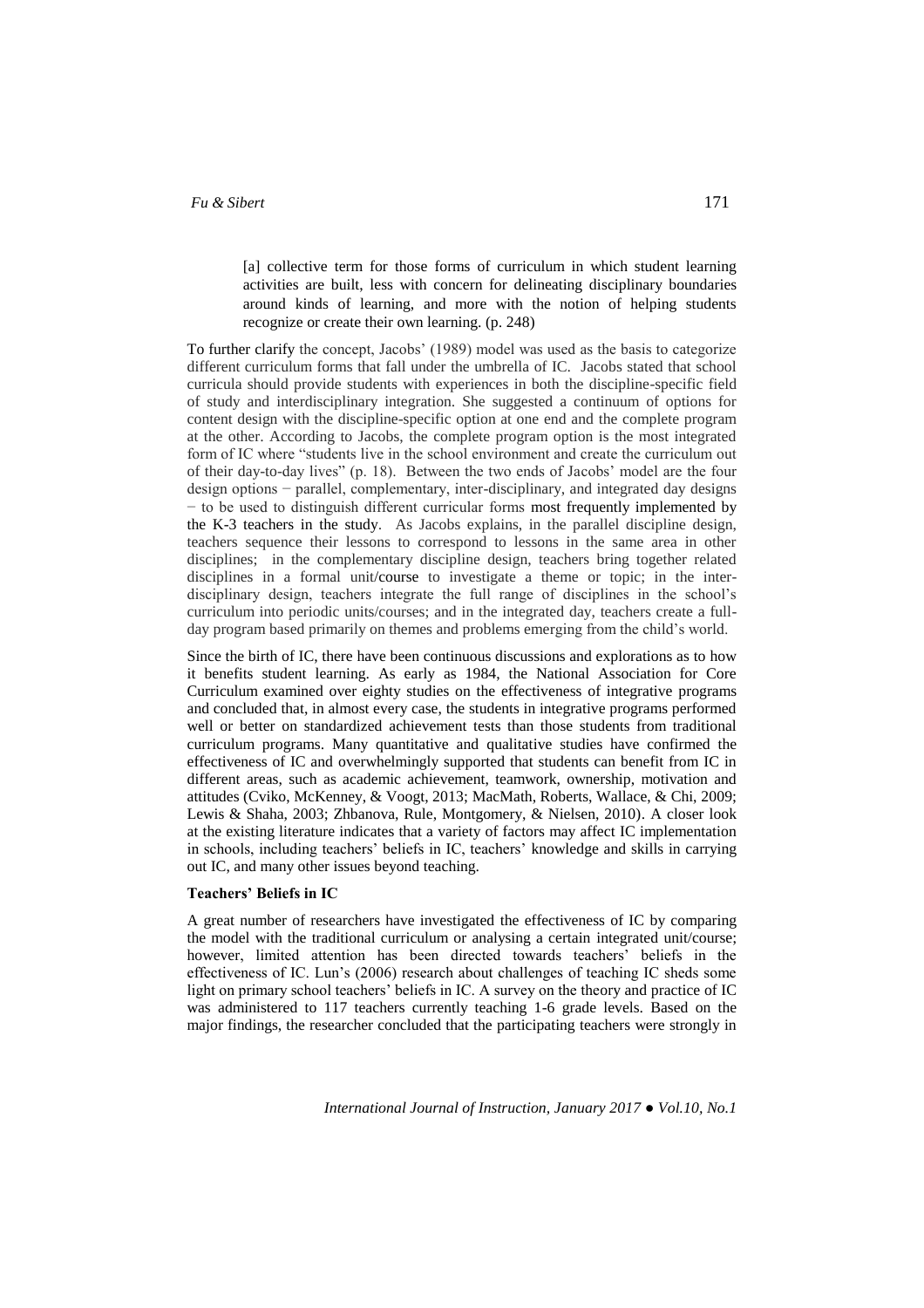> [a] collective term for those forms of curriculum in which student learning activities are built, less with concern for delineating disciplinary boundaries around kinds of learning, and more with the notion of helping students recognize or create their own learning. (p. 248)

To further clarify the concept, Jacobs' (1989) model was used as the basis to categorize different curriculum forms that fall under the umbrella of IC. Jacobs stated that school curricula should provide students with experiences in both the discipline-specific field of study and interdisciplinary integration. She suggested a continuum of options for content design with the discipline-specific option at one end and the complete program at the other. According to Jacobs, the complete program option is the most integrated form of IC where "students live in the school environment and create the curriculum out of their day-to-day lives" (p. 18). Between the two ends of Jacobs' model are the four design options − parallel, complementary, inter-disciplinary, and integrated day designs − to be used to distinguish different curricular forms most frequently implemented by the K-3 teachers in the study. As Jacobs explains, in the parallel discipline design, teachers sequence their lessons to correspond to lessons in the same area in other disciplines; in the complementary discipline design, teachers bring together related disciplines in a formal unit/course to investigate a theme or topic; in the inter-disciplinary design, teachers integrate the full range of disciplines in the school's curriculum into periodic units/courses; and in the integrated day, teachers create a full-day program based primarily on themes and problems emerging from the child's world.

Since the birth of IC, there have been continuous discussions and explorations as to how it benefits student learning. As early as 1984, the National Association for Core Curriculum examined over eighty studies on the effectiveness of integrative programs and concluded that, in almost every case, the students in integrative programs performed well or better on standardized achievement tests than those students from traditional curriculum programs. Many quantitative and qualitative studies have confirmed the effectiveness of IC and overwhelmingly supported that students can benefit from IC in different areas, such as academic achievement, teamwork, ownership, motivation and attitudes (Cviko, McKenney, & Voogt, 2013; MacMath, Roberts, Wallace, & Chi, 2009; Lewis & Shaha, 2003; Zhbanova, Rule, Montgomery, & Nielsen, 2010). A closer look at the existing literature indicates that a variety of factors may affect IC implementation in schools, including teachers' beliefs in IC, teachers' knowledge and skills in carrying out IC, and many other issues beyond teaching.

### Teachers' Beliefs in IC

A great number of researchers have investigated the effectiveness of IC by comparing the model with the traditional curriculum or analysing a certain integrated unit/course; however, limited attention has been directed towards teachers' beliefs in the effectiveness of IC. Lun's (2006) research about challenges of teaching IC sheds some light on primary school teachers' beliefs in IC. A survey on the theory and practice of IC was administered to 117 teachers currently teaching 1-6 grade levels. Based on the major findings, the researcher concluded that the participating teachers were strongly in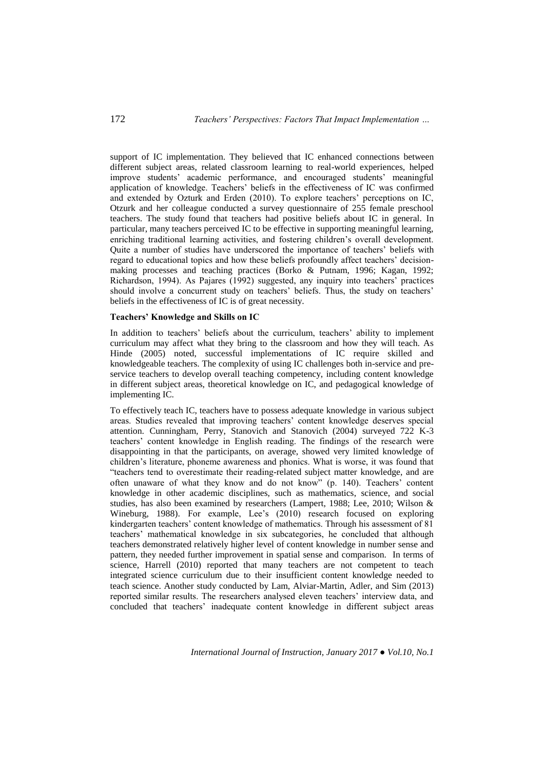support of IC implementation. They believed that IC enhanced connections between different subject areas, related classroom learning to real-world experiences, helped improve students' academic performance, and encouraged students' meaningful application of knowledge. Teachers' beliefs in the effectiveness of IC was confirmed and extended by Ozturk and Erden (2010). To explore teachers' perceptions on IC, Otzurk and her colleague conducted a survey questionnaire of 255 female preschool teachers. The study found that teachers had positive beliefs about IC in general. In particular, many teachers perceived IC to be effective in supporting meaningful learning, enriching traditional learning activities, and fostering children's overall development. Quite a number of studies have underscored the importance of teachers' beliefs with regard to educational topics and how these beliefs profoundly affect teachers' decision-making processes and teaching practices (Borko & Putnam, 1996; Kagan, 1992; Richardson, 1994). As Pajares (1992) suggested, any inquiry into teachers' practices should involve a concurrent study on teachers' beliefs. Thus, the study on teachers' beliefs in the effectiveness of IC is of great necessity.

**Teachers' Knowledge and Skills on IC**

In addition to teachers' beliefs about the curriculum, teachers' ability to implement curriculum may affect what they bring to the classroom and how they will teach. As Hinde (2005) noted, successful implementations of IC require skilled and knowledgeable teachers. The complexity of using IC challenges both in-service and pre-service teachers to develop overall teaching competency, including content knowledge in different subject areas, theoretical knowledge on IC, and pedagogical knowledge of implementing IC.

To effectively teach IC, teachers have to possess adequate knowledge in various subject areas. Studies revealed that improving teachers' content knowledge deserves special attention. Cunningham, Perry, Stanovich and Stanovich (2004) surveyed 722 K-3 teachers' content knowledge in English reading. The findings of the research were disappointing in that the participants, on average, showed very limited knowledge of children's literature, phoneme awareness and phonics. What is worse, it was found that "teachers tend to overestimate their reading-related subject matter knowledge, and are often unaware of what they know and do not know" (p. 140). Teachers' content knowledge in other academic disciplines, such as mathematics, science, and social studies, has also been examined by researchers (Lampert, 1988; Lee, 2010; Wilson & Wineburg, 1988). For example, Lee's (2010) research focused on exploring kindergarten teachers' content knowledge of mathematics. Through his assessment of 81 teachers' mathematical knowledge in six subcategories, he concluded that although teachers demonstrated relatively higher level of content knowledge in number sense and pattern, they needed further improvement in spatial sense and comparison. In terms of science, Harrell (2010) reported that many teachers are not competent to teach integrated science curriculum due to their insufficient content knowledge needed to teach science. Another study conducted by Lam, Alviar-Martin, Adler, and Sim (2013) reported similar results. The researchers analysed eleven teachers' interview data, and concluded that teachers' inadequate content knowledge in different subject areas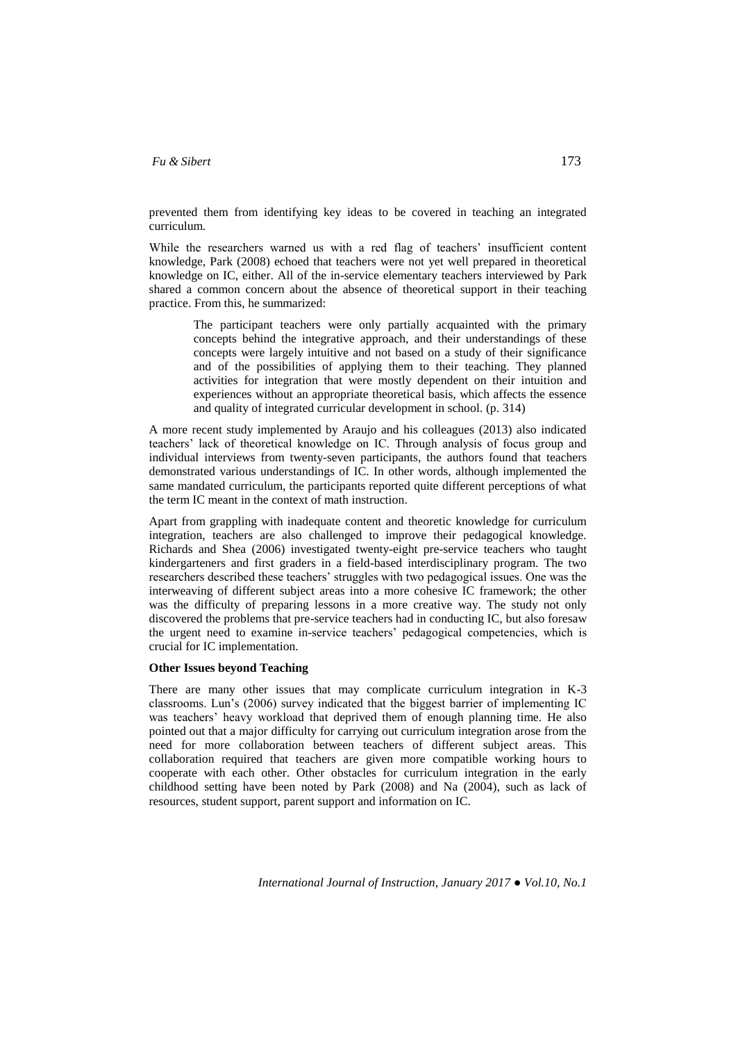prevented them from identifying key ideas to be covered in teaching an integrated curriculum.

While the researchers warned us with a red flag of teachers' insufficient content knowledge, Park (2008) echoed that teachers were not yet well prepared in theoretical knowledge on IC, either. All of the in-service elementary teachers interviewed by Park shared a common concern about the absence of theoretical support in their teaching practice. From this, he summarized:

> The participant teachers were only partially acquainted with the primary concepts behind the integrative approach, and their understandings of these concepts were largely intuitive and not based on a study of their significance and of the possibilities of applying them to their teaching. They planned activities for integration that were mostly dependent on their intuition and experiences without an appropriate theoretical basis, which affects the essence and quality of integrated curricular development in school. (p. 314)

A more recent study implemented by Araujo and his colleagues (2013) also indicated teachers' lack of theoretical knowledge on IC. Through analysis of focus group and individual interviews from twenty-seven participants, the authors found that teachers demonstrated various understandings of IC. In other words, although implemented the same mandated curriculum, the participants reported quite different perceptions of what the term IC meant in the context of math instruction.

Apart from grappling with inadequate content and theoretic knowledge for curriculum integration, teachers are also challenged to improve their pedagogical knowledge. Richards and Shea (2006) investigated twenty-eight pre-service teachers who taught kindergarteners and first graders in a field-based interdisciplinary program. The two researchers described these teachers' struggles with two pedagogical issues. One was the interweaving of different subject areas into a more cohesive IC framework; the other was the difficulty of preparing lessons in a more creative way. The study not only discovered the problems that pre-service teachers had in conducting IC, but also foresaw the urgent need to examine in-service teachers' pedagogical competencies, which is crucial for IC implementation.

**Other Issues beyond Teaching**

There are many other issues that may complicate curriculum integration in K-3 classrooms. Lun's (2006) survey indicated that the biggest barrier of implementing IC was teachers' heavy workload that deprived them of enough planning time. He also pointed out that a major difficulty for carrying out curriculum integration arose from the need for more collaboration between teachers of different subject areas. This collaboration required that teachers are given more compatible working hours to cooperate with each other. Other obstacles for curriculum integration in the early childhood setting have been noted by Park (2008) and Na (2004), such as lack of resources, student support, parent support and information on IC.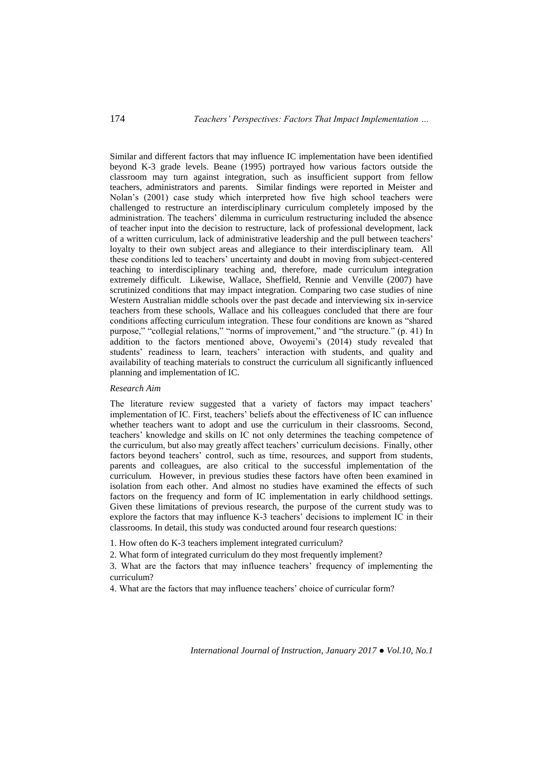Similar and different factors that may influence IC implementation have been identified beyond K-3 grade levels. Beane (1995) portrayed how various factors outside the classroom may turn against integration, such as insufficient support from fellow teachers, administrators and parents. Similar findings were reported in Meister and Nolan's (2001) case study which interpreted how five high school teachers were challenged to restructure an interdisciplinary curriculum completely imposed by the administration. The teachers' dilemma in curriculum restructuring included the absence of teacher input into the decision to restructure, lack of professional development, lack of a written curriculum, lack of administrative leadership and the pull between teachers' loyalty to their own subject areas and allegiance to their interdisciplinary team. All these conditions led to teachers' uncertainty and doubt in moving from subject-centered teaching to interdisciplinary teaching and, therefore, made curriculum integration extremely difficult. Likewise, Wallace, Sheffield, Rennie and Venville (2007) have scrutinized conditions that may impact integration. Comparing two case studies of nine Western Australian middle schools over the past decade and interviewing six in-service teachers from these schools, Wallace and his colleagues concluded that there are four conditions affecting curriculum integration. These four conditions are known as "shared purpose," "collegial relations," "norms of improvement," and "the structure." (p. 41) In addition to the factors mentioned above, Owoyemi's (2014) study revealed that students' readiness to learn, teachers' interaction with students, and quality and availability of teaching materials to construct the curriculum all significantly influenced planning and implementation of IC.

*Research Aim*

The literature review suggested that a variety of factors may impact teachers' implementation of IC. First, teachers' beliefs about the effectiveness of IC can influence whether teachers want to adopt and use the curriculum in their classrooms. Second, teachers' knowledge and skills on IC not only determines the teaching competence of the curriculum, but also may greatly affect teachers' curriculum decisions. Finally, other factors beyond teachers' control, such as time, resources, and support from students, parents and colleagues, are also critical to the successful implementation of the curriculum. However, in previous studies these factors have often been examined in isolation from each other. And almost no studies have examined the effects of such factors on the frequency and form of IC implementation in early childhood settings. Given these limitations of previous research, the purpose of the current study was to explore the factors that may influence K-3 teachers' decisions to implement IC in their classrooms. In detail, this study was conducted around four research questions:

1. How often do K-3 teachers implement integrated curriculum?

2. What form of integrated curriculum do they most frequently implement?

3. What are the factors that may influence teachers' frequency of implementing the curriculum?

4. What are the factors that may influence teachers' choice of curricular form?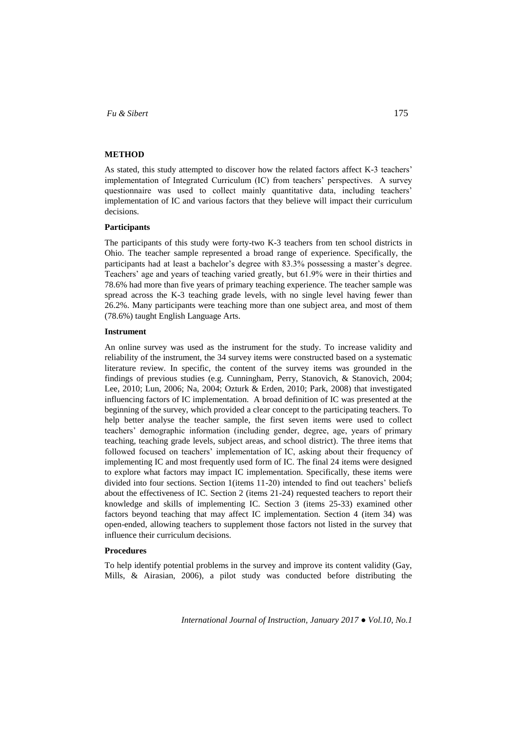## METHOD

As stated, this study attempted to discover how the related factors affect K-3 teachers' implementation of Integrated Curriculum (IC) from teachers' perspectives. A survey questionnaire was used to collect mainly quantitative data, including teachers' implementation of IC and various factors that they believe will impact their curriculum decisions.

### Participants

The participants of this study were forty-two K-3 teachers from ten school districts in Ohio. The teacher sample represented a broad range of experience. Specifically, the participants had at least a bachelor's degree with 83.3% possessing a master's degree. Teachers' age and years of teaching varied greatly, but 61.9% were in their thirties and 78.6% had more than five years of primary teaching experience. The teacher sample was spread across the K-3 teaching grade levels, with no single level having fewer than 26.2%. Many participants were teaching more than one subject area, and most of them (78.6%) taught English Language Arts.

### Instrument

An online survey was used as the instrument for the study. To increase validity and reliability of the instrument, the 34 survey items were constructed based on a systematic literature review. In specific, the content of the survey items was grounded in the findings of previous studies (e.g. Cunningham, Perry, Stanovich, & Stanovich, 2004; Lee, 2010; Lun, 2006; Na, 2004; Ozturk & Erden, 2010; Park, 2008) that investigated influencing factors of IC implementation. A broad definition of IC was presented at the beginning of the survey, which provided a clear concept to the participating teachers. To help better analyse the teacher sample, the first seven items were used to collect teachers' demographic information (including gender, degree, age, years of primary teaching, teaching grade levels, subject areas, and school district). The three items that followed focused on teachers' implementation of IC, asking about their frequency of implementing IC and most frequently used form of IC. The final 24 items were designed to explore what factors may impact IC implementation. Specifically, these items were divided into four sections. Section 1(items 11-20) intended to find out teachers' beliefs about the effectiveness of IC. Section 2 (items 21-24) requested teachers to report their knowledge and skills of implementing IC. Section 3 (items 25-33) examined other factors beyond teaching that may affect IC implementation. Section 4 (item 34) was open-ended, allowing teachers to supplement those factors not listed in the survey that influence their curriculum decisions.

### Procedures

To help identify potential problems in the survey and improve its content validity (Gay, Mills, & Airasian, 2006), a pilot study was conducted before distributing the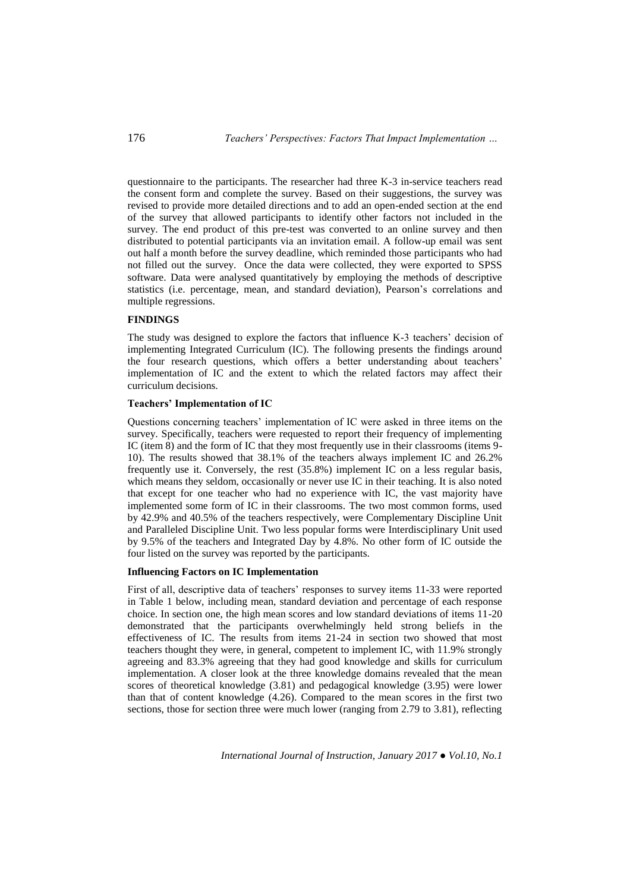questionnaire to the participants. The researcher had three K-3 in-service teachers read the consent form and complete the survey. Based on their suggestions, the survey was revised to provide more detailed directions and to add an open-ended section at the end of the survey that allowed participants to identify other factors not included in the survey. The end product of this pre-test was converted to an online survey and then distributed to potential participants via an invitation email. A follow-up email was sent out half a month before the survey deadline, which reminded those participants who had not filled out the survey. Once the data were collected, they were exported to SPSS software. Data were analysed quantitatively by employing the methods of descriptive statistics (i.e. percentage, mean, and standard deviation), Pearson's correlations and multiple regressions.

## FINDINGS

The study was designed to explore the factors that influence K-3 teachers' decision of implementing Integrated Curriculum (IC). The following presents the findings around the four research questions, which offers a better understanding about teachers' implementation of IC and the extent to which the related factors may affect their curriculum decisions.

### Teachers' Implementation of IC

Questions concerning teachers' implementation of IC were asked in three items on the survey. Specifically, teachers were requested to report their frequency of implementing IC (item 8) and the form of IC that they most frequently use in their classrooms (items 9-10). The results showed that 38.1% of the teachers always implement IC and 26.2% frequently use it. Conversely, the rest (35.8%) implement IC on a less regular basis, which means they seldom, occasionally or never use IC in their teaching. It is also noted that except for one teacher who had no experience with IC, the vast majority have implemented some form of IC in their classrooms. The two most common forms, used by 42.9% and 40.5% of the teachers respectively, were Complementary Discipline Unit and Paralleled Discipline Unit. Two less popular forms were Interdisciplinary Unit used by 9.5% of the teachers and Integrated Day by 4.8%. No other form of IC outside the four listed on the survey was reported by the participants.

### Influencing Factors on IC Implementation

First of all, descriptive data of teachers' responses to survey items 11-33 were reported in Table 1 below, including mean, standard deviation and percentage of each response choice. In section one, the high mean scores and low standard deviations of items 11-20 demonstrated that the participants overwhelmingly held strong beliefs in the effectiveness of IC. The results from items 21-24 in section two showed that most teachers thought they were, in general, competent to implement IC, with 11.9% strongly agreeing and 83.3% agreeing that they had good knowledge and skills for curriculum implementation. A closer look at the three knowledge domains revealed that the mean scores of theoretical knowledge (3.81) and pedagogical knowledge (3.95) were lower than that of content knowledge (4.26). Compared to the mean scores in the first two sections, those for section three were much lower (ranging from 2.79 to 3.81), reflecting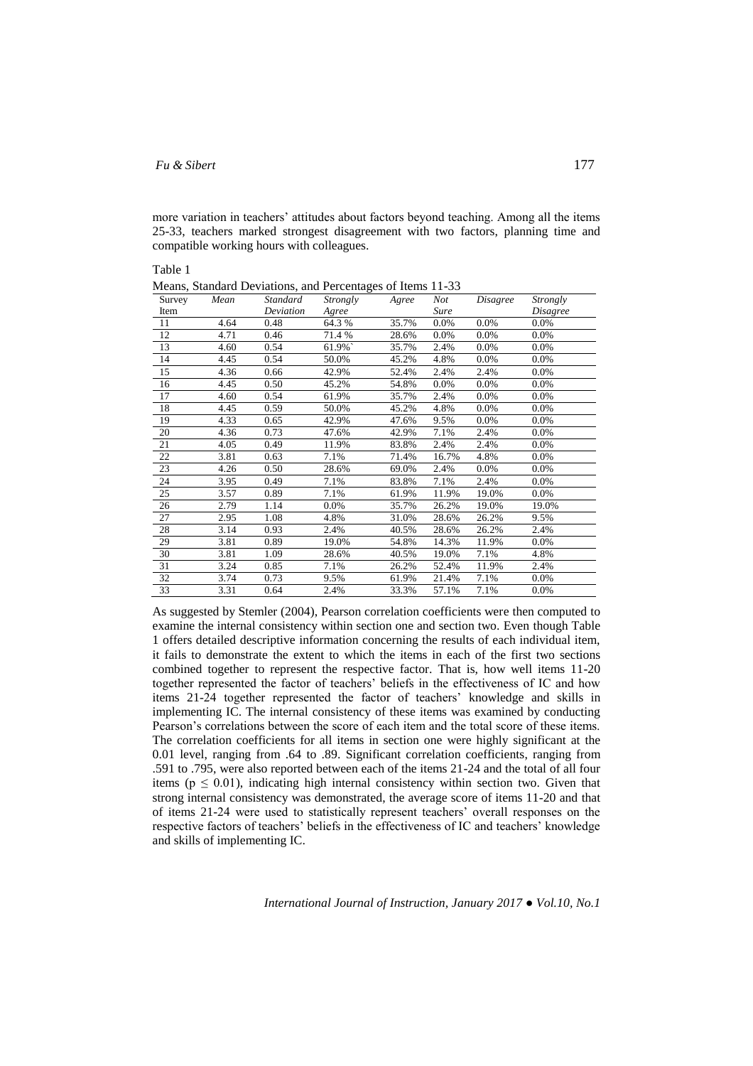more variation in teachers' attitudes about factors beyond teaching. Among all the items 25-33, teachers marked strongest disagreement with two factors, planning time and compatible working hours with colleagues.

Table 1

Means, Standard Deviations, and Percentages of Items 11-33

| Survey Item | *Mean* | *Standard Deviation* | *Strongly Agree* | *Agree* | *Not Sure* | *Disagree* | *Strongly Disagree* |
|---|---|---|---|---|---|---|---|
| 11 | 4.64 | 0.48 | 64.3 % | 35.7% | 0.0% | 0.0% | 0.0% |
| 12 | 4.71 | 0.46 | 71.4 % | 28.6% | 0.0% | 0.0% | 0.0% |
| 13 | 4.60 | 0.54 | 61.9%` | 35.7% | 2.4% | 0.0% | 0.0% |
| 14 | 4.45 | 0.54 | 50.0% | 45.2% | 4.8% | 0.0% | 0.0% |
| 15 | 4.36 | 0.66 | 42.9% | 52.4% | 2.4% | 2.4% | 0.0% |
| 16 | 4.45 | 0.50 | 45.2% | 54.8% | 0.0% | 0.0% | 0.0% |
| 17 | 4.60 | 0.54 | 61.9% | 35.7% | 2.4% | 0.0% | 0.0% |
| 18 | 4.45 | 0.59 | 50.0% | 45.2% | 4.8% | 0.0% | 0.0% |
| 19 | 4.33 | 0.65 | 42.9% | 47.6% | 9.5% | 0.0% | 0.0% |
| 20 | 4.36 | 0.73 | 47.6% | 42.9% | 7.1% | 2.4% | 0.0% |
| 21 | 4.05 | 0.49 | 11.9% | 83.8% | 2.4% | 2.4% | 0.0% |
| 22 | 3.81 | 0.63 | 7.1% | 71.4% | 16.7% | 4.8% | 0.0% |
| 23 | 4.26 | 0.50 | 28.6% | 69.0% | 2.4% | 0.0% | 0.0% |
| 24 | 3.95 | 0.49 | 7.1% | 83.8% | 7.1% | 2.4% | 0.0% |
| 25 | 3.57 | 0.89 | 7.1% | 61.9% | 11.9% | 19.0% | 0.0% |
| 26 | 2.79 | 1.14 | 0.0% | 35.7% | 26.2% | 19.0% | 19.0% |
| 27 | 2.95 | 1.08 | 4.8% | 31.0% | 28.6% | 26.2% | 9.5% |
| 28 | 3.14 | 0.93 | 2.4% | 40.5% | 28.6% | 26.2% | 2.4% |
| 29 | 3.81 | 0.89 | 19.0% | 54.8% | 14.3% | 11.9% | 0.0% |
| 30 | 3.81 | 1.09 | 28.6% | 40.5% | 19.0% | 7.1% | 4.8% |
| 31 | 3.24 | 0.85 | 7.1% | 26.2% | 52.4% | 11.9% | 2.4% |
| 32 | 3.74 | 0.73 | 9.5% | 61.9% | 21.4% | 7.1% | 0.0% |
| 33 | 3.31 | 0.64 | 2.4% | 33.3% | 57.1% | 7.1% | 0.0% |

As suggested by Stemler (2004), Pearson correlation coefficients were then computed to examine the internal consistency within section one and section two. Even though Table 1 offers detailed descriptive information concerning the results of each individual item, it fails to demonstrate the extent to which the items in each of the first two sections combined together to represent the respective factor. That is, how well items 11-20 together represented the factor of teachers' beliefs in the effectiveness of IC and how items 21-24 together represented the factor of teachers' knowledge and skills in implementing IC. The internal consistency of these items was examined by conducting Pearson's correlations between the score of each item and the total score of these items. The correlation coefficients for all items in section one were highly significant at the 0.01 level, ranging from .64 to .89. Significant correlation coefficients, ranging from .591 to .795, were also reported between each of the items 21-24 and the total of all four items ($p \leq 0.01$), indicating high internal consistency within section two. Given that strong internal consistency was demonstrated, the average score of items 11-20 and that of items 21-24 were used to statistically represent teachers' overall responses on the respective factors of teachers' beliefs in the effectiveness of IC and teachers' knowledge and skills of implementing IC.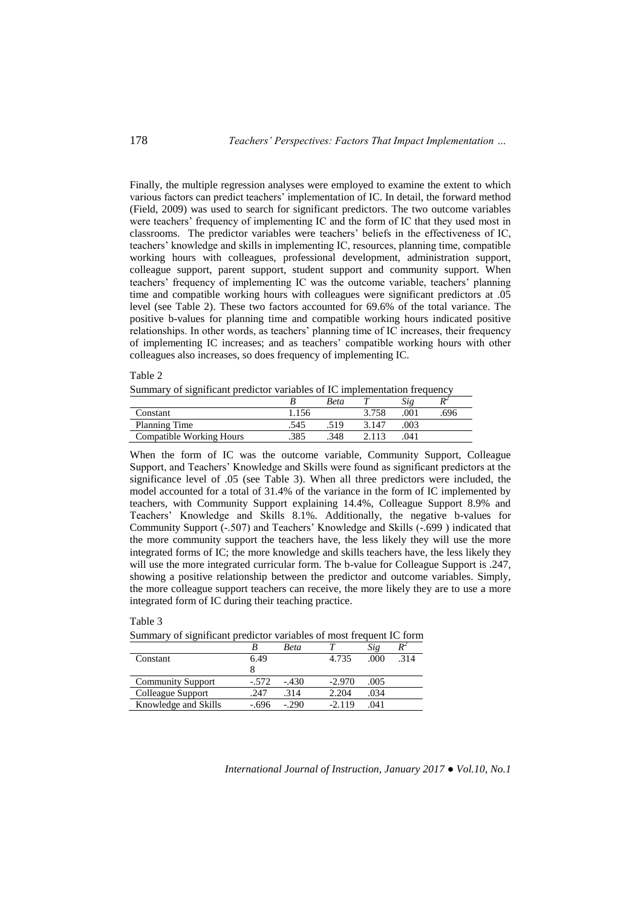Finally, the multiple regression analyses were employed to examine the extent to which various factors can predict teachers' implementation of IC. In detail, the forward method (Field, 2009) was used to search for significant predictors. The two outcome variables were teachers' frequency of implementing IC and the form of IC that they used most in classrooms. The predictor variables were teachers' beliefs in the effectiveness of IC, teachers' knowledge and skills in implementing IC, resources, planning time, compatible working hours with colleagues, professional development, administration support, colleague support, parent support, student support and community support. When teachers' frequency of implementing IC was the outcome variable, teachers' planning time and compatible working hours with colleagues were significant predictors at .05 level (see Table 2). These two factors accounted for 69.6% of the total variance. The positive b-values for planning time and compatible working hours indicated positive relationships. In other words, as teachers' planning time of IC increases, their frequency of implementing IC increases; and as teachers' compatible working hours with other colleagues also increases, so does frequency of implementing IC.

Table 2

Summary of significant predictor variables of IC implementation frequency

| | *B* | *Beta* | *T* | *Sig* | $R^2$ |
|---|---|---|---|---|---|
| Constant | 1.156 | | 3.758 | .001 | .696 |
| Planning Time | .545 | .519 | 3.147 | .003 | |
| Compatible Working Hours | .385 | .348 | 2.113 | .041 | |

When the form of IC was the outcome variable, Community Support, Colleague Support, and Teachers' Knowledge and Skills were found as significant predictors at the significance level of .05 (see Table 3). When all three predictors were included, the model accounted for a total of 31.4% of the variance in the form of IC implemented by teachers, with Community Support explaining 14.4%, Colleague Support 8.9% and Teachers' Knowledge and Skills 8.1%. Additionally, the negative b-values for Community Support (-.507) and Teachers' Knowledge and Skills (-.699 ) indicated that the more community support the teachers have, the less likely they will use the more integrated forms of IC; the more knowledge and skills teachers have, the less likely they will use the more integrated curricular form. The b-value for Colleague Support is .247, showing a positive relationship between the predictor and outcome variables. Simply, the more colleague support teachers can receive, the more likely they are to use a more integrated form of IC during their teaching practice.

Table 3

Summary of significant predictor variables of most frequent IC form

| | *B* | *Beta* | *T* | *Sig* | $R^2$ |
|---|---|---|---|---|---|
| Constant | 6.498 | | 4.735 | .000 | .314 |
| Community Support | -.572 | -.430 | -2.970 | .005 | |
| Colleague Support | .247 | .314 | 2.204 | .034 | |
| Knowledge and Skills | -.696 | -.290 | -2.119 | .041 | |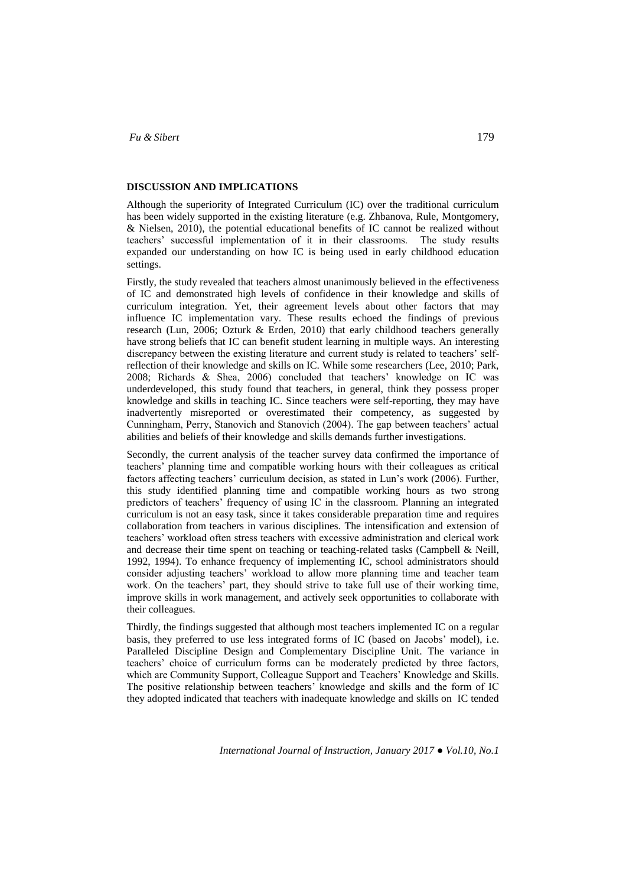## DISCUSSION AND IMPLICATIONS

Although the superiority of Integrated Curriculum (IC) over the traditional curriculum has been widely supported in the existing literature (e.g. Zhbanova, Rule, Montgomery, & Nielsen, 2010), the potential educational benefits of IC cannot be realized without teachers' successful implementation of it in their classrooms. The study results expanded our understanding on how IC is being used in early childhood education settings.

Firstly, the study revealed that teachers almost unanimously believed in the effectiveness of IC and demonstrated high levels of confidence in their knowledge and skills of curriculum integration. Yet, their agreement levels about other factors that may influence IC implementation vary. These results echoed the findings of previous research (Lun, 2006; Ozturk & Erden, 2010) that early childhood teachers generally have strong beliefs that IC can benefit student learning in multiple ways. An interesting discrepancy between the existing literature and current study is related to teachers' self-reflection of their knowledge and skills on IC. While some researchers (Lee, 2010; Park, 2008; Richards & Shea, 2006) concluded that teachers' knowledge on IC was underdeveloped, this study found that teachers, in general, think they possess proper knowledge and skills in teaching IC. Since teachers were self-reporting, they may have inadvertently misreported or overestimated their competency, as suggested by Cunningham, Perry, Stanovich and Stanovich (2004). The gap between teachers' actual abilities and beliefs of their knowledge and skills demands further investigations.

Secondly, the current analysis of the teacher survey data confirmed the importance of teachers' planning time and compatible working hours with their colleagues as critical factors affecting teachers' curriculum decision, as stated in Lun's work (2006). Further, this study identified planning time and compatible working hours as two strong predictors of teachers' frequency of using IC in the classroom. Planning an integrated curriculum is not an easy task, since it takes considerable preparation time and requires collaboration from teachers in various disciplines. The intensification and extension of teachers' workload often stress teachers with excessive administration and clerical work and decrease their time spent on teaching or teaching-related tasks (Campbell & Neill, 1992, 1994). To enhance frequency of implementing IC, school administrators should consider adjusting teachers' workload to allow more planning time and teacher team work. On the teachers' part, they should strive to take full use of their working time, improve skills in work management, and actively seek opportunities to collaborate with their colleagues.

Thirdly, the findings suggested that although most teachers implemented IC on a regular basis, they preferred to use less integrated forms of IC (based on Jacobs' model), i.e. Paralleled Discipline Design and Complementary Discipline Unit. The variance in teachers' choice of curriculum forms can be moderately predicted by three factors, which are Community Support, Colleague Support and Teachers' Knowledge and Skills. The positive relationship between teachers' knowledge and skills and the form of IC they adopted indicated that teachers with inadequate knowledge and skills on IC tended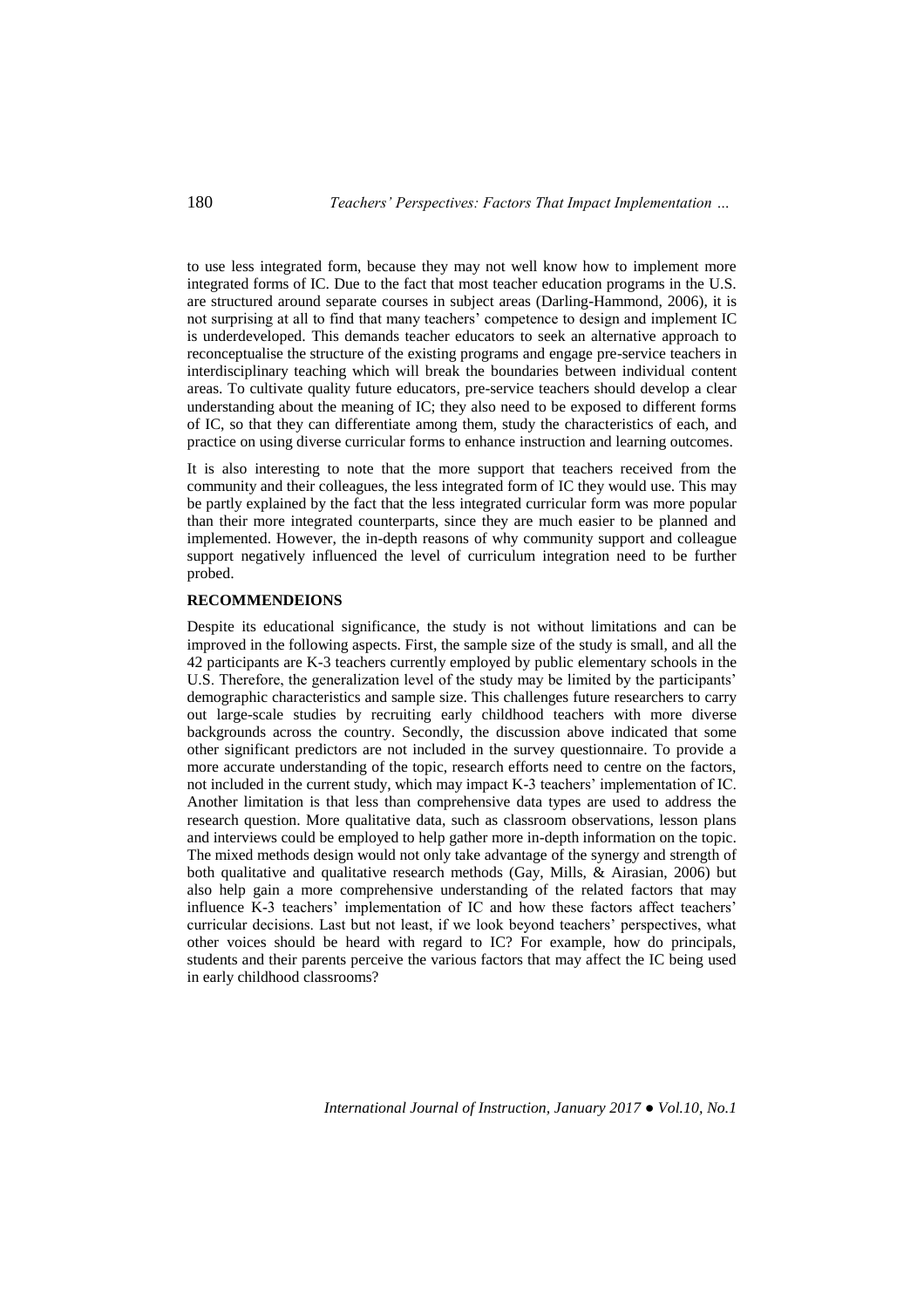to use less integrated form, because they may not well know how to implement more integrated forms of IC. Due to the fact that most teacher education programs in the U.S. are structured around separate courses in subject areas (Darling-Hammond, 2006), it is not surprising at all to find that many teachers' competence to design and implement IC is underdeveloped. This demands teacher educators to seek an alternative approach to reconceptualise the structure of the existing programs and engage pre-service teachers in interdisciplinary teaching which will break the boundaries between individual content areas. To cultivate quality future educators, pre-service teachers should develop a clear understanding about the meaning of IC; they also need to be exposed to different forms of IC, so that they can differentiate among them, study the characteristics of each, and practice on using diverse curricular forms to enhance instruction and learning outcomes.

It is also interesting to note that the more support that teachers received from the community and their colleagues, the less integrated form of IC they would use. This may be partly explained by the fact that the less integrated curricular form was more popular than their more integrated counterparts, since they are much easier to be planned and implemented. However, the in-depth reasons of why community support and colleague support negatively influenced the level of curriculum integration need to be further probed.

## RECOMMENDEIONS

Despite its educational significance, the study is not without limitations and can be improved in the following aspects. First, the sample size of the study is small, and all the 42 participants are K-3 teachers currently employed by public elementary schools in the U.S. Therefore, the generalization level of the study may be limited by the participants' demographic characteristics and sample size. This challenges future researchers to carry out large-scale studies by recruiting early childhood teachers with more diverse backgrounds across the country. Secondly, the discussion above indicated that some other significant predictors are not included in the survey questionnaire. To provide a more accurate understanding of the topic, research efforts need to centre on the factors, not included in the current study, which may impact K-3 teachers' implementation of IC. Another limitation is that less than comprehensive data types are used to address the research question. More qualitative data, such as classroom observations, lesson plans and interviews could be employed to help gather more in-depth information on the topic. The mixed methods design would not only take advantage of the synergy and strength of both qualitative and qualitative research methods (Gay, Mills, & Airasian, 2006) but also help gain a more comprehensive understanding of the related factors that may influence K-3 teachers' implementation of IC and how these factors affect teachers' curricular decisions. Last but not least, if we look beyond teachers' perspectives, what other voices should be heard with regard to IC? For example, how do principals, students and their parents perceive the various factors that may affect the IC being used in early childhood classrooms?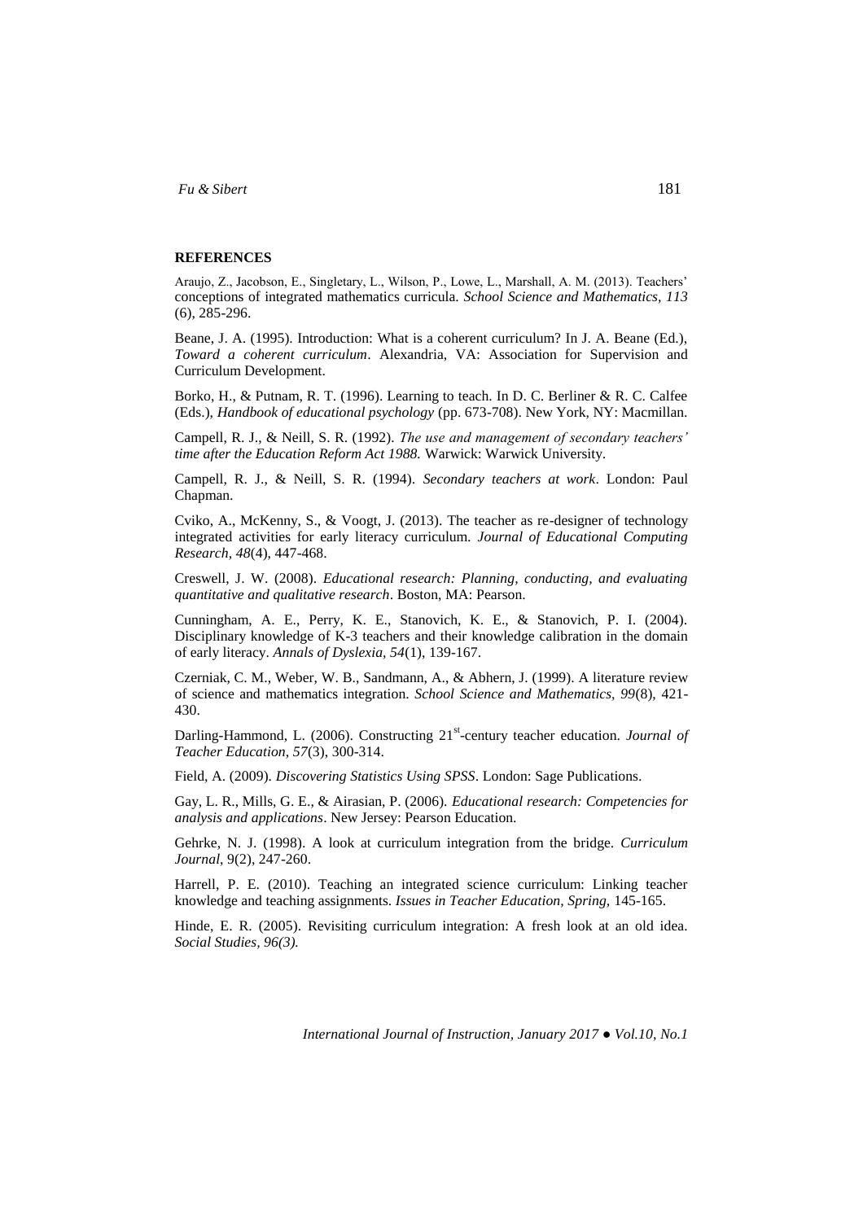**REFERENCES**

Araujo, Z., Jacobson, E., Singletary, L., Wilson, P., Lowe, L., Marshall, A. M. (2013). Teachers' conceptions of integrated mathematics curricula. *School Science and Mathematics, 113* (6), 285-296.

Beane, J. A. (1995). Introduction: What is a coherent curriculum? In J. A. Beane (Ed.), *Toward a coherent curriculum*. Alexandria, VA: Association for Supervision and Curriculum Development.

Borko, H., & Putnam, R. T. (1996). Learning to teach. In D. C. Berliner & R. C. Calfee (Eds.), *Handbook of educational psychology* (pp. 673-708). New York, NY: Macmillan.

Campell, R. J., & Neill, S. R. (1992). *The use and management of secondary teachers' time after the Education Reform Act 1988.* Warwick: Warwick University.

Campell, R. J., & Neill, S. R. (1994). *Secondary teachers at work*. London: Paul Chapman.

Cviko, A., McKenny, S., & Voogt, J. (2013). The teacher as re-designer of technology integrated activities for early literacy curriculum. *Journal of Educational Computing Research, 48*(4), 447-468.

Creswell, J. W. (2008). *Educational research: Planning, conducting, and evaluating quantitative and qualitative research*. Boston, MA: Pearson.

Cunningham, A. E., Perry, K. E., Stanovich, K. E., & Stanovich, P. I. (2004). Disciplinary knowledge of K-3 teachers and their knowledge calibration in the domain of early literacy. *Annals of Dyslexia, 54*(1), 139-167.

Czerniak, C. M., Weber, W. B., Sandmann, A., & Abhern, J. (1999). A literature review of science and mathematics integration. *School Science and Mathematics, 99*(8), 421-430.

Darling-Hammond, L. (2006). Constructing 21st-century teacher education. *Journal of Teacher Education, 57*(3), 300-314.

Field, A. (2009). *Discovering Statistics Using SPSS*. London: Sage Publications.

Gay, L. R., Mills, G. E., & Airasian, P. (2006). *Educational research: Competencies for analysis and applications*. New Jersey: Pearson Education.

Gehrke, N. J. (1998). A look at curriculum integration from the bridge. *Curriculum Journal*, 9(2), 247-260.

Harrell, P. E. (2010). Teaching an integrated science curriculum: Linking teacher knowledge and teaching assignments. *Issues in Teacher Education, Spring,* 145-165.

Hinde, E. R. (2005). Revisiting curriculum integration: A fresh look at an old idea. *Social Studies, 96(3).*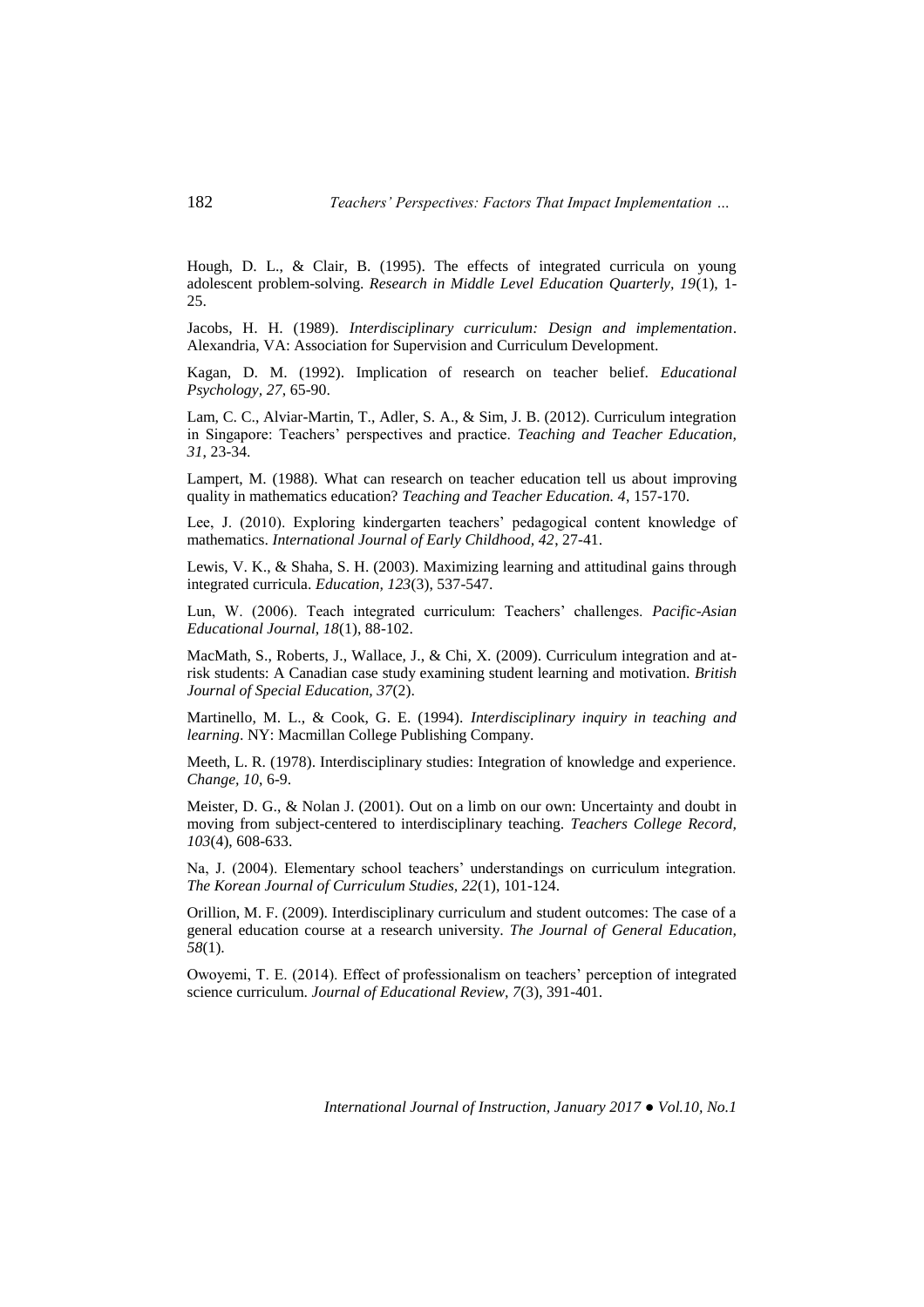Hough, D. L., & Clair, B. (1995). The effects of integrated curricula on young adolescent problem-solving. *Research in Middle Level Education Quarterly, 19*(1), 1-25.

Jacobs, H. H. (1989). *Interdisciplinary curriculum: Design and implementation*. Alexandria, VA: Association for Supervision and Curriculum Development.

Kagan, D. M. (1992). Implication of research on teacher belief. *Educational Psychology, 27*, 65-90.

Lam, C. C., Alviar-Martin, T., Adler, S. A., & Sim, J. B. (2012). Curriculum integration in Singapore: Teachers' perspectives and practice. *Teaching and Teacher Education, 31*, 23-34.

Lampert, M. (1988). What can research on teacher education tell us about improving quality in mathematics education? *Teaching and Teacher Education. 4*, 157-170.

Lee, J. (2010). Exploring kindergarten teachers' pedagogical content knowledge of mathematics. *International Journal of Early Childhood, 42*, 27-41.

Lewis, V. K., & Shaha, S. H. (2003). Maximizing learning and attitudinal gains through integrated curricula. *Education, 123*(3), 537-547.

Lun, W. (2006). Teach integrated curriculum: Teachers' challenges. *Pacific-Asian Educational Journal, 18*(1), 88-102.

MacMath, S., Roberts, J., Wallace, J., & Chi, X. (2009). Curriculum integration and at-risk students: A Canadian case study examining student learning and motivation. *British Journal of Special Education, 37*(2).

Martinello, M. L., & Cook, G. E. (1994). *Interdisciplinary inquiry in teaching and learning*. NY: Macmillan College Publishing Company.

Meeth, L. R. (1978). Interdisciplinary studies: Integration of knowledge and experience. *Change, 10*, 6-9.

Meister, D. G., & Nolan J. (2001). Out on a limb on our own: Uncertainty and doubt in moving from subject-centered to interdisciplinary teaching. *Teachers College Record, 103*(4), 608-633.

Na, J. (2004). Elementary school teachers' understandings on curriculum integration. *The Korean Journal of Curriculum Studies, 22*(1), 101-124.

Orillion, M. F. (2009). Interdisciplinary curriculum and student outcomes: The case of a general education course at a research university. *The Journal of General Education, 58*(1).

Owoyemi, T. E. (2014). Effect of professionalism on teachers' perception of integrated science curriculum. *Journal of Educational Review, 7*(3), 391-401.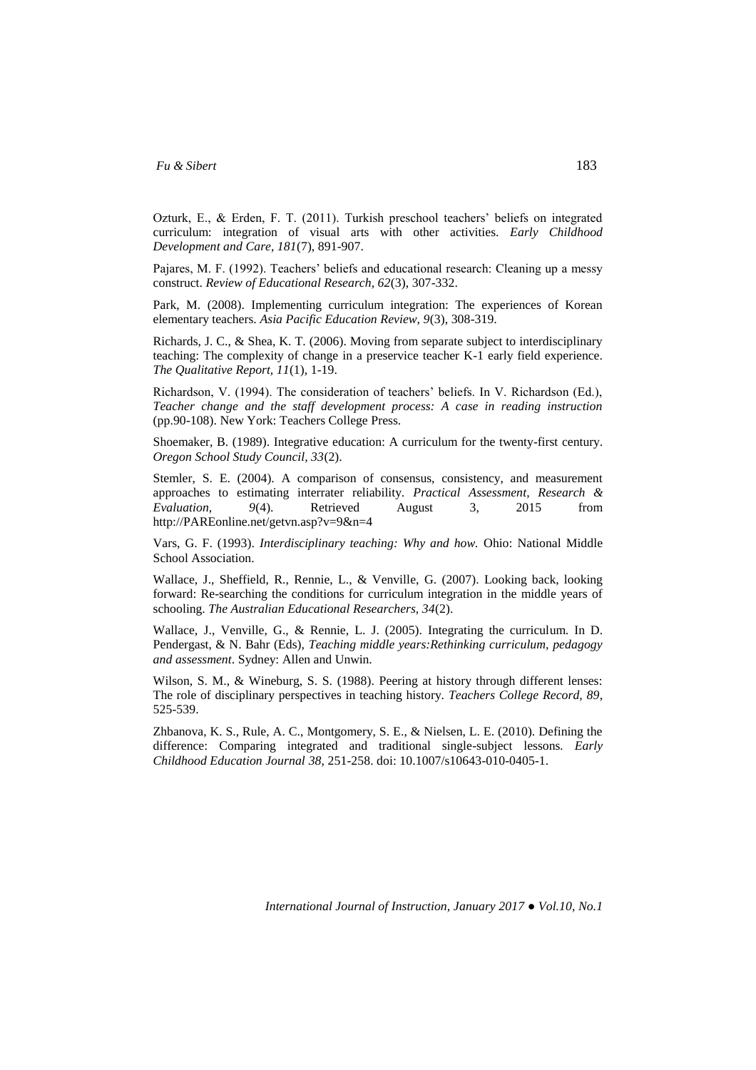Ozturk, E., & Erden, F. T. (2011). Turkish preschool teachers' beliefs on integrated curriculum: integration of visual arts with other activities. *Early Childhood Development and Care, 181*(7), 891-907.

Pajares, M. F. (1992). Teachers' beliefs and educational research: Cleaning up a messy construct. *Review of Educational Research, 62*(3), 307-332.

Park, M. (2008). Implementing curriculum integration: The experiences of Korean elementary teachers. *Asia Pacific Education Review, 9*(3), 308-319.

Richards, J. C., & Shea, K. T. (2006). Moving from separate subject to interdisciplinary teaching: The complexity of change in a preservice teacher K-1 early field experience. *The Qualitative Report, 11*(1), 1-19.

Richardson, V. (1994). The consideration of teachers' beliefs. In V. Richardson (Ed.), *Teacher change and the staff development process: A case in reading instruction* (pp.90-108). New York: Teachers College Press.

Shoemaker, B. (1989). Integrative education: A curriculum for the twenty-first century. *Oregon School Study Council, 33*(2).

Stemler, S. E. (2004). A comparison of consensus, consistency, and measurement approaches to estimating interrater reliability. *Practical Assessment, Research & Evaluation, 9*(4). Retrieved August 3, 2015 from http://PAREonline.net/getvn.asp?v=9&n=4

Vars, G. F. (1993). *Interdisciplinary teaching: Why and how.* Ohio: National Middle School Association.

Wallace, J., Sheffield, R., Rennie, L., & Venville, G. (2007). Looking back, looking forward: Re-searching the conditions for curriculum integration in the middle years of schooling. *The Australian Educational Researchers, 34*(2).

Wallace, J., Venville, G., & Rennie, L. J. (2005). Integrating the curriculum. In D. Pendergast, & N. Bahr (Eds), *Teaching middle years:Rethinking curriculum, pedagogy and assessment*. Sydney: Allen and Unwin.

Wilson, S. M., & Wineburg, S. S. (1988). Peering at history through different lenses: The role of disciplinary perspectives in teaching history. *Teachers College Record, 89*, 525-539.

Zhbanova, K. S., Rule, A. C., Montgomery, S. E., & Nielsen, L. E. (2010). Defining the difference: Comparing integrated and traditional single-subject lessons. *Early Childhood Education Journal 38*, 251-258. doi: 10.1007/s10643-010-0405-1.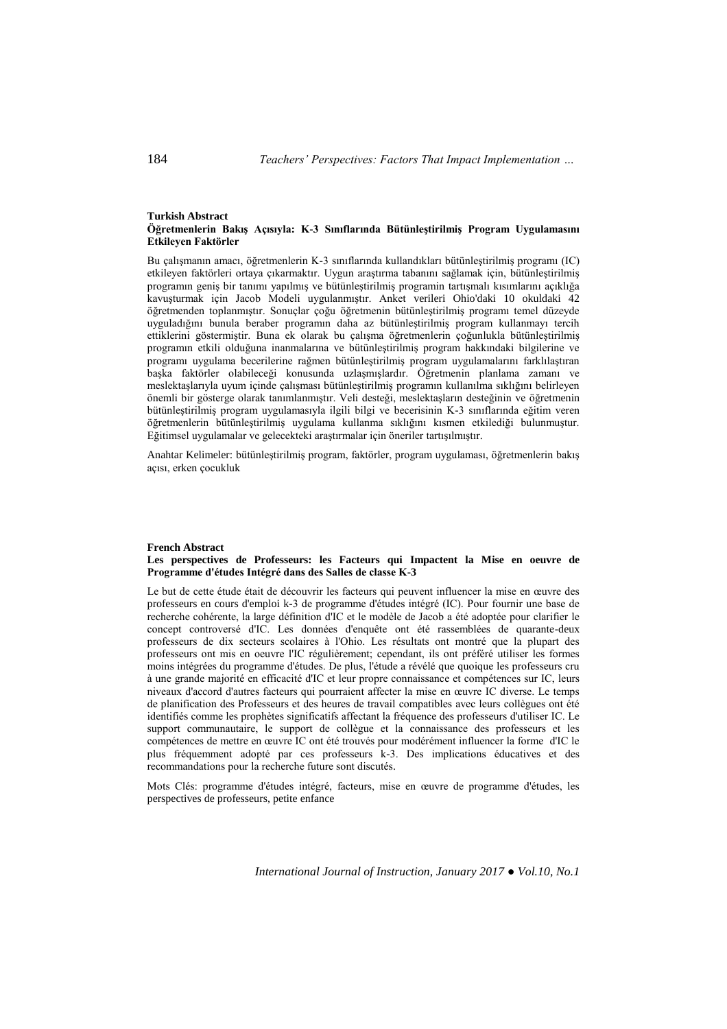**Turkish Abstract**

**Öğretmenlerin Bakış Açısıyla: K-3 Sınıflarında Bütünleştirilmiş Program Uygulamasını Etkileyen Faktörler**

Bu çalışmanın amacı, öğretmenlerin K-3 sınıflarında kullandıkları bütünleştirilmiş programı (IC) etkileyen faktörleri ortaya çıkarmaktır. Uygun araştırma tabanını sağlamak için, bütünleştirilmiş programın geniş bir tanımı yapılmış ve bütünleştirilmiş programin tartışmalı kısımlarını açıklığa kavuşturmak için Jacob Modeli uygulanmıştır. Anket verileri Ohio'daki 10 okuldaki 42 öğretmenden toplanmıştır. Sonuçlar çoğu öğretmenin bütünleştirilmiş programı temel düzeyde uyguladığını bunula beraber programın daha az bütünleştirilmiş program kullanmayı tercih ettiklerini göstermiştir. Buna ek olarak bu çalışma öğretmenlerin çoğunlukla bütünleştirilmiş programın etkili olduğuna inanmalarına ve bütünleştirilmiş program hakkındaki bilgilerine ve programı uygulama becerilerine rağmen bütünleştirilmiş program uygulamalarını farklılaştıran başka faktörler olabileceği konusunda uzlaşmışlardır. Öğretmenin planlama zamanı ve meslektaşlarıyla uyum içinde çalışması bütünleştirilmiş programın kullanılma sıklığını belirleyen önemli bir gösterge olarak tanımlanmıştır. Veli desteği, meslektaşların desteğinin ve öğretmenin bütünleştirilmiş program uygulamasıyla ilgili bilgi ve becerisinin K-3 sınıflarında eğitim veren öğretmenlerin bütünleştirilmiş uygulama kullanma sıklığını kısmen etkilediği bulunmuştur. Eğitimsel uygulamalar ve gelecekteki araştırmalar için öneriler tartışılmıştır.

Anahtar Kelimeler: bütünleştirilmiş program, faktörler, program uygulaması, öğretmenlerin bakış açısı, erken çocukluk

**French Abstract**

**Les perspectives de Professeurs: les Facteurs qui Impactent la Mise en oeuvre de Programme d'études Intégré dans des Salles de classe K-3**

Le but de cette étude était de découvrir les facteurs qui peuvent influencer la mise en œuvre des professeurs en cours d'emploi k-3 de programme d'études intégré (IC). Pour fournir une base de recherche cohérente, la large définition d'IC et le modèle de Jacob a été adoptée pour clarifier le concept controversé d'IC. Les données d'enquête ont été rassemblées de quarante-deux professeurs de dix secteurs scolaires à l'Ohio. Les résultats ont montré que la plupart des professeurs ont mis en oeuvre l'IC régulièrement; cependant, ils ont préféré utiliser les formes moins intégrées du programme d'études. De plus, l'étude a révélé que quoique les professeurs cru à une grande majorité en efficacité d'IC et leur propre connaissance et compétences sur IC, leurs niveaux d'accord d'autres facteurs qui pourraient affecter la mise en œuvre IC diverse. Le temps de planification des Professeurs et des heures de travail compatibles avec leurs collègues ont été identifiés comme les prophètes significatifs affectant la fréquence des professeurs d'utiliser IC. Le support communautaire, le support de collègue et la connaissance des professeurs et les compétences de mettre en œuvre IC ont été trouvés pour modérément influencer la forme d'IC le plus fréquemment adopté par ces professeurs k-3. Des implications éducatives et des recommandations pour la recherche future sont discutés.

Mots Clés: programme d'études intégré, facteurs, mise en œuvre de programme d'études, les perspectives de professeurs, petite enfance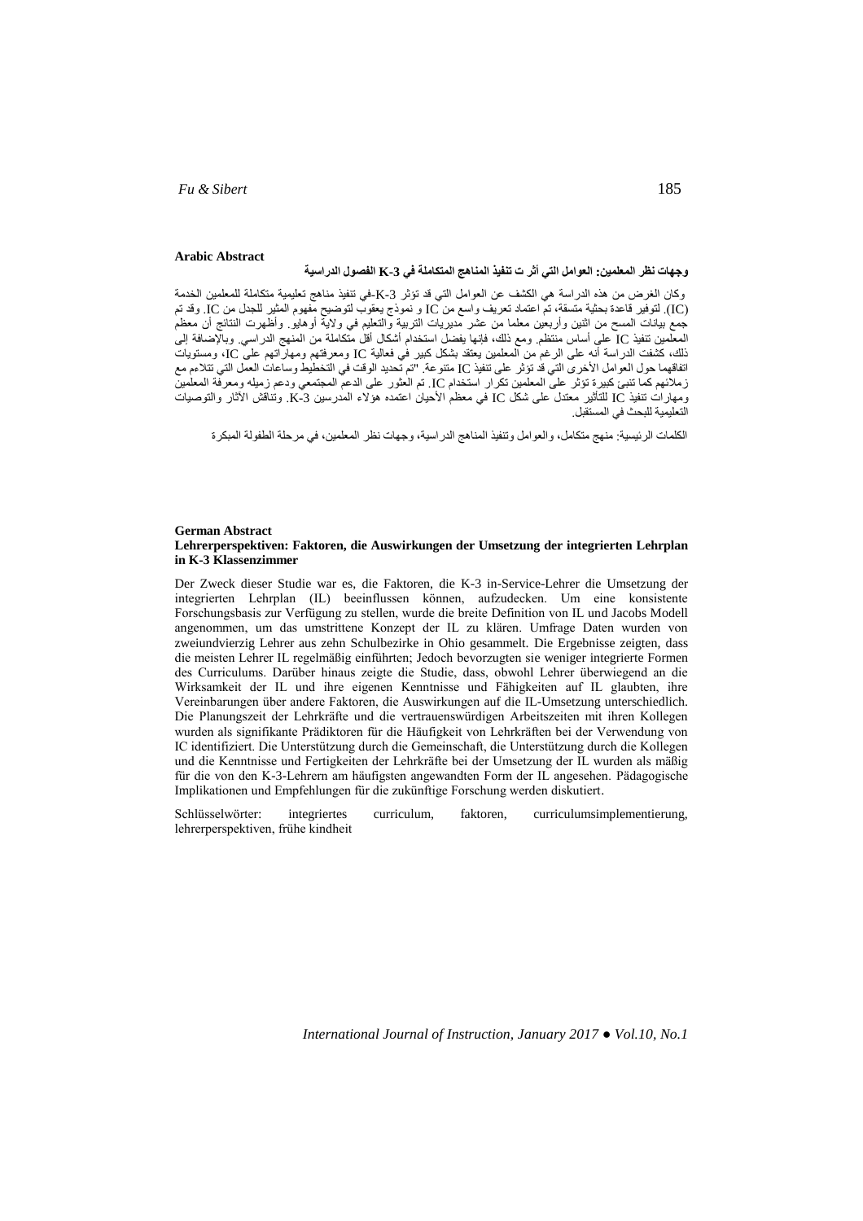**Arabic Abstract**

**وجهات نظر المعلمين: العوامل التي أثر ت تنفيذ المناهج المتكاملة في K-3 الفصول الدراسية**

وكان الغرض من هذه الدراسة هي الكشف عن العوامل التي قد تؤثر K-3-في تنفيذ مناهج تعليمية متكاملة للمعلمين الخدمة (IC). لتوفير قاعدة بحثية متسقة، تم اعتماد تعريف واسع من IC و نموذج يعقوب لتوضيح مفهوم المثير للجدل من IC. وقد تم جمع بيانات المسح من اثنين وأربعين معلما من عشر مديريات التربية والتعليم في ولاية أوهايو. وأظهرت النتائج أن معظم المعلمين تنفيذ IC على أساس منتظم. ومع ذلك، فإنها يفضل استخدام أشكال أقل متكاملة من المنهج الدراسي. وبالإضافة إلى ذلك، كشفت الدراسة أنه على الرغم من المعلمين يعتقد بشكل كبير في فعالية IC ومعرفتهم ومهاراتهم على IC، ومستويات اتفاقهما حول العوامل الأخرى التي قد تؤثر على تنفيذ IC متنوعة. "تم تحديد الوقت في التخطيط وساعات العمل التي تتلاءم مع زملائهم كما تنبئ كبيرة تؤثر على المعلمين تكرار استخدام IC. تم العثور على الدعم المجتمعي ودعم زميله ومعرفة المعلمين ومهارات تنفيذ IC للتأثير معتدل على شكل IC في معظم الأحيان اعتمده هؤلاء المدرسين K-3. وتناقش الآثار والتوصيات التعليمية للبحث في المستقبل.

الكلمات الرئيسية: منهج متكامل، والعوامل وتنفيذ المناهج الدراسية، وجهات نظر المعلمين، في مرحلة الطفولة المبكرة

**German Abstract**

**Lehrerperspektiven: Faktoren, die Auswirkungen der Umsetzung der integrierten Lehrplan in K-3 Klassenzimmer**

Der Zweck dieser Studie war es, die Faktoren, die K-3 in-Service-Lehrer die Umsetzung der integrierten Lehrplan (IL) beeinflussen können, aufzudecken. Um eine konsistente Forschungsbasis zur Verfügung zu stellen, wurde die breite Definition von IL und Jacobs Modell angenommen, um das umstrittene Konzept der IL zu klären. Umfrage Daten wurden von zweiundvierzig Lehrer aus zehn Schulbezirke in Ohio gesammelt. Die Ergebnisse zeigten, dass die meisten Lehrer IL regelmäßig einführten; Jedoch bevorzugten sie weniger integrierte Formen des Curriculums. Darüber hinaus zeigte die Studie, dass, obwohl Lehrer überwiegend an die Wirksamkeit der IL und ihre eigenen Kenntnisse und Fähigkeiten auf IL glaubten, ihre Vereinbarungen über andere Faktoren, die Auswirkungen auf die IL-Umsetzung unterschiedlich. Die Planungszeit der Lehrkräfte und die vertrauenswürdigen Arbeitszeiten mit ihren Kollegen wurden als signifikante Prädiktoren für die Häufigkeit von Lehrkräften bei der Verwendung von IC identifiziert. Die Unterstützung durch die Gemeinschaft, die Unterstützung durch die Kollegen und die Kenntnisse und Fertigkeiten der Lehrkräfte bei der Umsetzung der IL wurden als mäßig für die von den K-3-Lehrern am häufigsten angewandten Form der IL angesehen. Pädagogische Implikationen und Empfehlungen für die zukünftige Forschung werden diskutiert.

Schlüsselwörter: integriertes curriculum, faktoren, curriculumsimplementierung, lehrerperspektiven, frühe kindheit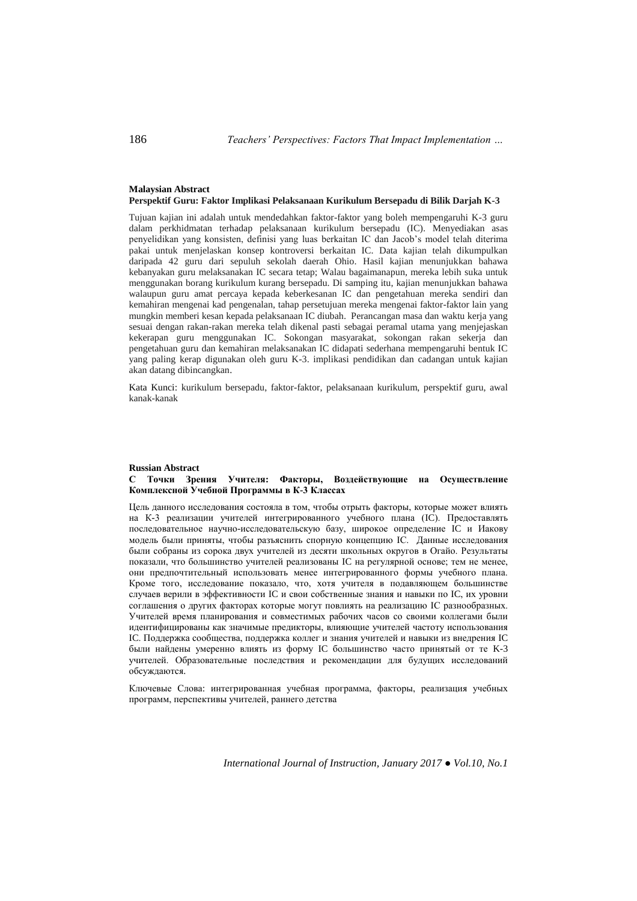## Malaysian Abstract

### Perspektif Guru: Faktor Implikasi Pelaksanaan Kurikulum Bersepadu di Bilik Darjah K-3

Tujuan kajian ini adalah untuk mendedahkan faktor-faktor yang boleh mempengaruhi K-3 guru dalam perkhidmatan terhadap pelaksanaan kurikulum bersepadu (IC). Menyediakan asas penyelidikan yang konsisten, definisi yang luas berkaitan IC dan Jacob's model telah diterima pakai untuk menjelaskan konsep kontroversi berkaitan IC. Data kajian telah dikumpulkan daripada 42 guru dari sepuluh sekolah daerah Ohio. Hasil kajian menunjukkan bahawa kebanyakan guru melaksanakan IC secara tetap; Walau bagaimanapun, mereka lebih suka untuk menggunakan borang kurikulum kurang bersepadu. Di samping itu, kajian menunjukkan bahawa walaupun guru amat percaya kepada keberkesanan IC dan pengetahuan mereka sendiri dan kemahiran mengenai kad pengenalan, tahap persetujuan mereka mengenai faktor-faktor lain yang mungkin memberi kesan kepada pelaksanaan IC diubah. Perancangan masa dan waktu kerja yang sesuai dengan rakan-rakan mereka telah dikenal pasti sebagai peramal utama yang menjejaskan kekerapan guru menggunakan IC. Sokongan masyarakat, sokongan rakan sekerja dan pengetahuan guru dan kemahiran melaksanakan IC didapati sederhana mempengaruhi bentuk IC yang paling kerap digunakan oleh guru K-3. implikasi pendidikan dan cadangan untuk kajian akan datang dibincangkan.

Kata Kunci: kurikulum bersepadu, faktor-faktor, pelaksanaan kurikulum, perspektif guru, awal kanak-kanak

## Russian Abstract

### С Точки Зрения Учителя: Факторы, Воздействующие на Осуществление Комплексной Учебной Программы в К-3 Классах

Цель данного исследования состояла в том, чтобы отрыть факторы, которые может влиять на К-3 реализации учителей интегрированного учебного плана (IC). Предоставлять последовательное научно-исследовательскую базу, широкое определение IC и Иакову модель были приняты, чтобы разъяснить спорную концепцию IC. Данные исследования были собраны из сорока двух учителей из десяти школьных округов в Огайо. Результаты показали, что большинство учителей реализованы IC на регулярной основе; тем не менее, они предпочтительный использовать менее интегрированного формы учебного плана. Кроме того, исследование показало, что, хотя учителя в подавляющем большинстве случаев верили в эффективности IC и свои собственные знания и навыки по IC, их уровни соглашения о других факторах которые могут повлиять на реализацию IC разнообразных. Учителей время планирования и совместимых рабочих часов со своими коллегами были идентифицированы как значимые предикторы, влияющие учителей частоту использования IC. Поддержка сообщества, поддержка коллег и знания учителей и навыки из внедрения IC были найдены умеренно влиять из форму IC большинство часто принятый от те К-3 учителей. Образовательные последствия и рекомендации для будущих исследований обсуждаются.

Ключевые Слова: интегрированная учебная программа, факторы, реализация учебных программ, перспективы учителей, раннего детства